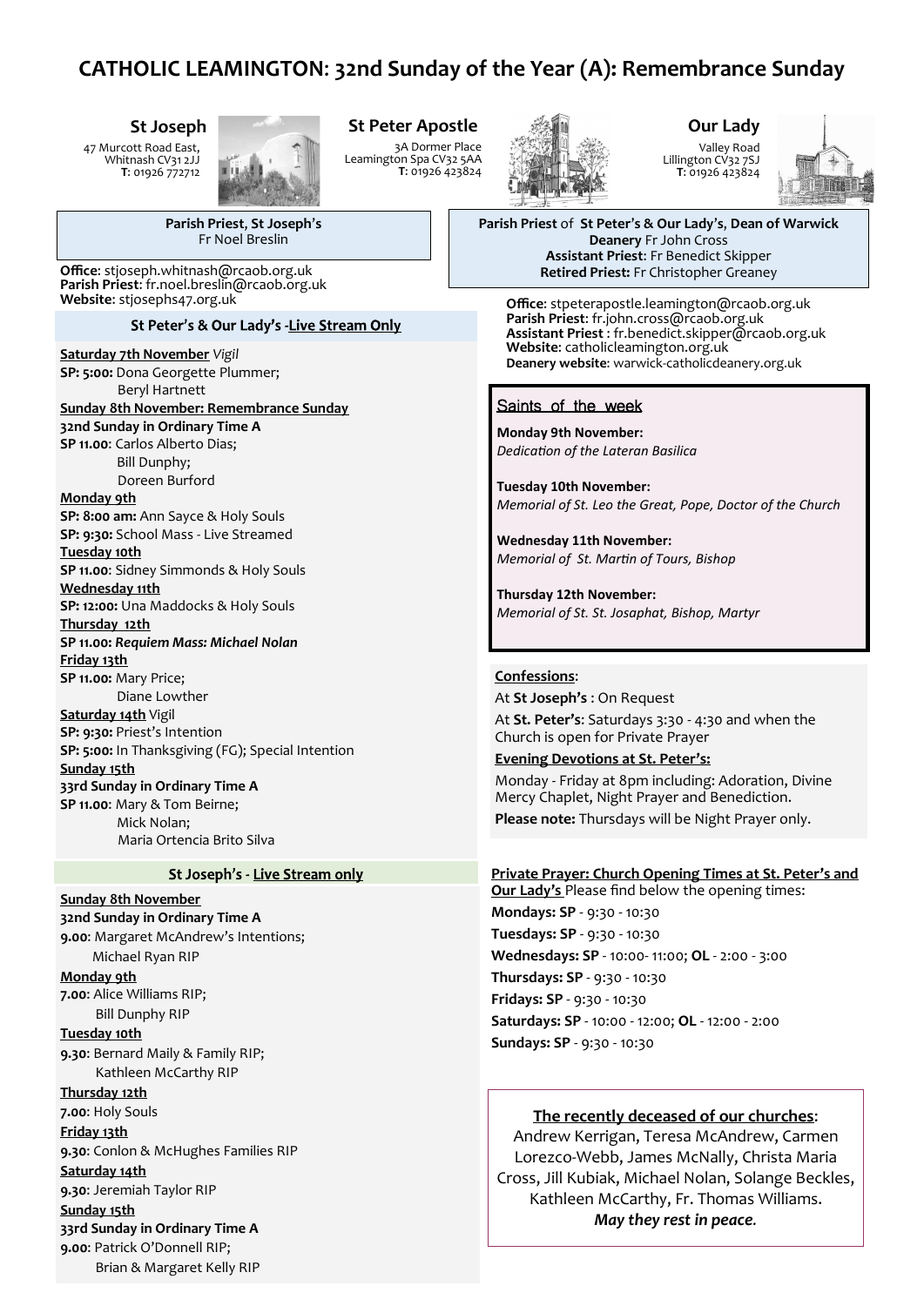# CATHOLIC LEAMINGTON: 32nd Sunday of the Year (A): Remembrance Sunday

**St Joseph**
47 Murcott Road East,
Whitnash CV31 2JJ
**T**: 01926 772712

**St Peter Apostle**
3A Dormer Place
Leamington Spa CV32 5AA
**T**: 01926 423824

**Our Lady**
Valley Road
Lillington CV32 7SJ
**T**: 01926 423824

**Parish Priest, St Joseph's**
Fr Noel Breslin

**Office**: stjoseph.whitnash@rcaob.org.uk
**Parish Priest**: fr.noel.breslin@rcaob.org.uk
**Website**: stjosephs47.org.uk

**Parish Priest** of **St Peter's & Our Lady's, Dean of Warwick Deanery** Fr John Cross
**Assistant Priest**: Fr Benedict Skipper
**Retired Priest:** Fr Christopher Greaney

**Office**: stpeterapostle.leamington@rcaob.org.uk
**Parish Priest**: fr.john.cross@rcaob.org.uk
**Assistant Priest** : fr.benedict.skipper@rcaob.org.uk
**Website**: catholicleamington.org.uk
**Deanery website**: warwick-catholicdeanery.org.uk

## St Peter's & Our Lady's -Live Stream Only

**Saturday 7th November** *Vigil*
**SP: 5:00:** Dona Georgette Plummer;
Beryl Hartnett

**Sunday 8th November: Remembrance Sunday**
**32nd Sunday in Ordinary Time A**
**SP 11.00**: Carlos Alberto Dias;
Bill Dunphy;
Doreen Burford

**Monday 9th**
**SP: 8:00 am:** Ann Sayce & Holy Souls
**SP: 9:30:** School Mass - Live Streamed

**Tuesday 10th**
**SP 11.00**: Sidney Simmonds & Holy Souls

**Wednesday 11th**
**SP: 12:00:** Una Maddocks & Holy Souls

**Thursday 12th**
**SP 11.00:** ***Requiem Mass: Michael Nolan***

**Friday 13th**
**SP 11.00:** Mary Price;
Diane Lowther

**Saturday 14th** Vigil
**SP: 9:30:** Priest's Intention
**SP: 5:00:** In Thanksgiving (FG); Special Intention

**Sunday 15th**
**33rd Sunday in Ordinary Time A**
**SP 11.00**: Mary & Tom Beirne;
Mick Nolan;
Maria Ortencia Brito Silva

## St Joseph's - Live Stream only

**Sunday 8th November**
**32nd Sunday in Ordinary Time A**
**9.00**: Margaret McAndrew's Intentions;
Michael Ryan RIP

**Monday 9th**
**7.00**: Alice Williams RIP;
Bill Dunphy RIP

**Tuesday 10th**
**9.30**: Bernard Maily & Family RIP;
Kathleen McCarthy RIP

**Thursday 12th**
**7.00**: Holy Souls

**Friday 13th**
**9.30**: Conlon & McHughes Families RIP

**Saturday 14th**
**9.30**: Jeremiah Taylor RIP

**Sunday 15th**
**33rd Sunday in Ordinary Time A**
**9.00**: Patrick O'Donnell RIP;
Brian & Margaret Kelly RIP

## Saints of the week

**Monday 9th November:**
*Dedication of the Lateran Basilica*

**Tuesday 10th November:**
*Memorial of St. Leo the Great, Pope, Doctor of the Church*

**Wednesday 11th November:**
*Memorial of St. Martin of Tours, Bishop*

**Thursday 12th November:**
*Memorial of St. St. Josaphat, Bishop, Martyr*

**Confessions**:
At **St Joseph's** : On Request
At **St. Peter's**: Saturdays 3:30 - 4:30 and when the Church is open for Private Prayer

**Evening Devotions at St. Peter's:**
Monday - Friday at 8pm including: Adoration, Divine Mercy Chaplet, Night Prayer and Benediction.
**Please note:** Thursdays will be Night Prayer only.

**Private Prayer: Church Opening Times at St. Peter's and Our Lady's** Please find below the opening times:
**Mondays: SP** - 9:30 - 10:30
**Tuesdays: SP** - 9:30 - 10:30
**Wednesdays: SP** - 10:00- 11:00; **OL** - 2:00 - 3:00
**Thursdays: SP** - 9:30 - 10:30
**Fridays: SP** - 9:30 - 10:30
**Saturdays: SP** - 10:00 - 12:00; **OL** - 12:00 - 2:00
**Sundays: SP** - 9:30 - 10:30

**The recently deceased of our churches**:
Andrew Kerrigan, Teresa McAndrew, Carmen Lorezco-Webb, James McNally, Christa Maria Cross, Jill Kubiak, Michael Nolan, Solange Beckles, Kathleen McCarthy, Fr. Thomas Williams.
***May they rest in peace.***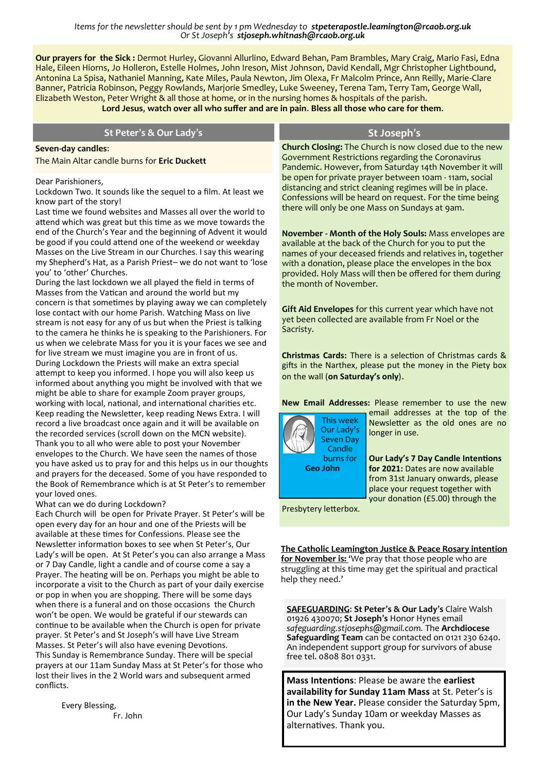*Items for the newsletter should be sent by 1 pm Wednesday to* ***stpeterapostle.leamington@rcaob.org.uk***
*Or St Joseph's* ***stjoseph.whitnash@rcaob.org.uk***

**Our prayers for the Sick :** Dermot Hurley, Giovanni Allurlino, Edward Behan, Pam Brambles, Mary Craig, Mario Fasi, Edna Hale, Eileen Hiorns, Jo Holleron, Estelle Holmes, John Ireson, Mist Johnson, David Kendall, Mgr Christopher Lightbound, Antonina La Spisa, Nathaniel Manning, Kate Miles, Paula Newton, Jim Olexa, Fr Malcolm Prince, Ann Reilly, Marie-Clare Banner, Patricia Robinson, Peggy Rowlands, Marjorie Smedley, Luke Sweeney, Terena Tam, Terry Tam, George Wall, Elizabeth Weston, Peter Wright & all those at home, or in the nursing homes & hospitals of the parish.

**Lord Jesus, watch over all who suffer and are in pain. Bless all those who care for them.**

## St Peter's & Our Lady's

**Seven-day candles:**

The Main Altar candle burns for **Eric Duckett**

Dear Parishioners,

Lockdown Two. It sounds like the sequel to a film. At least we know part of the story!

Last time we found websites and Masses all over the world to attend which was great but this time as we move towards the end of the Church's Year and the beginning of Advent it would be good if you could attend one of the weekend or weekday Masses on the Live Stream in our Churches. I say this wearing my Shepherd's Hat, as a Parish Priest– we do not want to 'lose you' to 'other' Churches.

During the last lockdown we all played the field in terms of Masses from the Vatican and around the world but my concern is that sometimes by playing away we can completely lose contact with our home Parish. Watching Mass on live stream is not easy for any of us but when the Priest is talking to the camera he thinks he is speaking to the Parishioners. For us when we celebrate Mass for you it is your faces we see and for live stream we must imagine you are in front of us.

During Lockdown the Priests will make an extra special attempt to keep you informed. I hope you will also keep us informed about anything you might be involved with that we might be able to share for example Zoom prayer groups, working with local, national, and international charities etc. Keep reading the Newsletter, keep reading News Extra. I will record a live broadcast once again and it will be available on the recorded services (scroll down on the MCN website).

Thank you to all who were able to post your November envelopes to the Church. We have seen the names of those you have asked us to pray for and this helps us in our thoughts and prayers for the deceased. Some of you have responded to the Book of Remembrance which is at St Peter's to remember your loved ones.

What can we do during Lockdown?

Each Church will be open for Private Prayer. St Peter's will be open every day for an hour and one of the Priests will be available at these times for Confessions. Please see the Newsletter information boxes to see when St Peter's, Our Lady's will be open. At St Peter's you can also arrange a Mass or 7 Day Candle, light a candle and of course come a say a Prayer. The heating will be on. Perhaps you might be able to incorporate a visit to the Church as part of your daily exercise or pop in when you are shopping. There will be some days when there is a funeral and on those occasions the Church won't be open. We would be grateful if our stewards can continue to be available when the Church is open for private prayer. St Peter's and St Joseph's will have Live Stream Masses. St Peter's will also have evening Devotions.

This Sunday is Remembrance Sunday. There will be special prayers at our 11am Sunday Mass at St Peter's for those who lost their lives in the 2 World wars and subsequent armed conflicts.

Every Blessing,

Fr. John

## St Joseph's

**Church Closing:** The Church is now closed due to the new Government Restrictions regarding the Coronavirus Pandemic. However, from Saturday 14th November it will be open for private prayer between 10am - 11am, social distancing and strict cleaning regimes will be in place. Confessions will be heard on request. For the time being there will only be one Mass on Sundays at 9am.

**November - Month of the Holy Souls:** Mass envelopes are available at the back of the Church for you to put the names of your deceased friends and relatives in, together with a donation, please place the envelopes in the box provided. Holy Mass will then be offered for them during the month of November.

**Gift Aid Envelopes** for this current year which have not yet been collected are available from Fr Noel or the Sacristy.

**Christmas Cards:** There is a selection of Christmas cards & gifts in the Narthex, please put the money in the Piety box on the wall (**on Saturday's only**).

**New Email Addresses:** Please remember to use the new email addresses at the top of the Newsletter as the old ones are no longer in use.

This week Our Lady's Seven Day Candle burns for **Geo John**

**Our Lady's 7 Day Candle Intentions for 2021:** Dates are now available from 31st January onwards, please place your request together with your donation (£5.00) through the Presbytery letterbox.

**The Catholic Leamington Justice & Peace Rosary intention for November is:** 'We pray that those people who are struggling at this time may get the spiritual and practical help they need.'

**SAFEGUARDING**: **St Peter's & Our Lady's** Claire Walsh 01926 430070; **St Joseph's** Honor Hynes email *safeguarding.stjosephs@gmail.com.* The **Archdiocese Safeguarding Team** can be contacted on 0121 230 6240. An independent support group for survivors of abuse free tel. 0808 801 0331.

**Mass Intentions**: Please be aware the **earliest availability for Sunday 11am Mass** at St. Peter's is **in the New Year.** Please consider the Saturday 5pm, Our Lady's Sunday 10am or weekday Masses as alternatives. Thank you.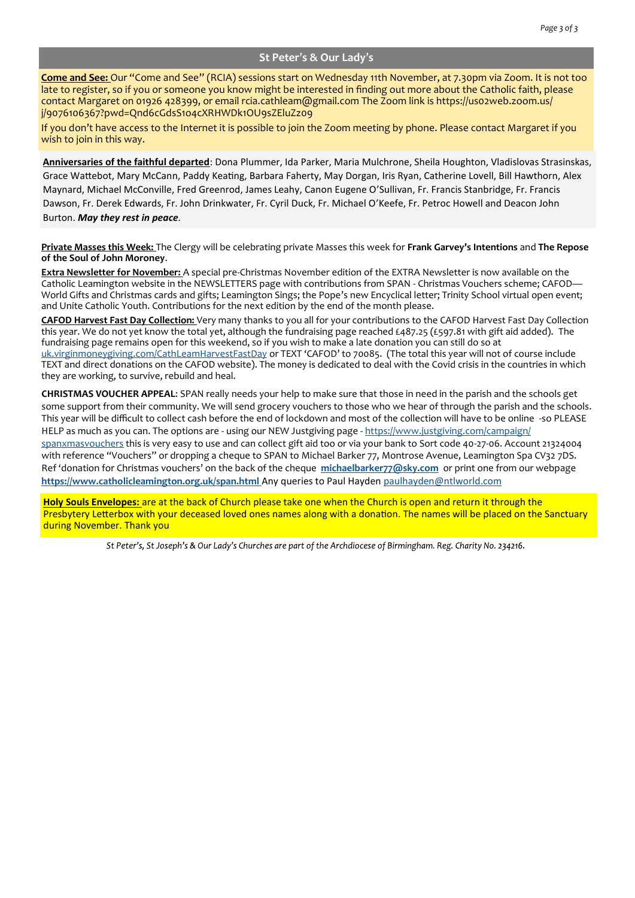## St Peter's & Our Lady's

**Come and See:** Our "Come and See" (RCIA) sessions start on Wednesday 11th November, at 7.30pm via Zoom. It is not too late to register, so if you or someone you know might be interested in finding out more about the Catholic faith, please contact Margaret on 01926 428399, or email rcia.cathleam@gmail.com The Zoom link is https://us02web.zoom.us/j/9076106367?pwd=Qnd6cGdsS104cXRHWDk1OU9sZEluZz09

If you don't have access to the Internet it is possible to join the Zoom meeting by phone. Please contact Margaret if you wish to join in this way.

**Anniversaries of the faithful departed**: Dona Plummer, Ida Parker, Maria Mulchrone, Sheila Houghton, Vladislovas Strasinskas, Grace Wattebot, Mary McCann, Paddy Keating, Barbara Faherty, May Dorgan, Iris Ryan, Catherine Lovell, Bill Hawthorn, Alex Maynard, Michael McConville, Fred Greenrod, James Leahy, Canon Eugene O'Sullivan, Fr. Francis Stanbridge, Fr. Francis Dawson, Fr. Derek Edwards, Fr. John Drinkwater, Fr. Cyril Duck, Fr. Michael O'Keefe, Fr. Petroc Howell and Deacon John Burton. ***May they rest in peace.***

**Private Masses this Week:** The Clergy will be celebrating private Masses this week for **Frank Garvey's Intentions** and **The Repose of the Soul of John Moroney**.

**Extra Newsletter for November:** A special pre-Christmas November edition of the EXTRA Newsletter is now available on the Catholic Leamington website in the NEWSLETTERS page with contributions from SPAN - Christmas Vouchers scheme; CAFOD—World Gifts and Christmas cards and gifts; Leamington Sings; the Pope's new Encyclical letter; Trinity School virtual open event; and Unite Catholic Youth. Contributions for the next edition by the end of the month please.

**CAFOD Harvest Fast Day Collection:** Very many thanks to you all for your contributions to the CAFOD Harvest Fast Day Collection this year. We do not yet know the total yet, although the fundraising page reached £487.25 (£597.81 with gift aid added). The fundraising page remains open for this weekend, so if you wish to make a late donation you can still do so at uk.virginmoneygiving.com/CathLeamHarvestFastDay or TEXT 'CAFOD' to 70085. (The total this year will not of course include TEXT and direct donations on the CAFOD website). The money is dedicated to deal with the Covid crisis in the countries in which they are working, to survive, rebuild and heal.

**CHRISTMAS VOUCHER APPEAL**: SPAN really needs your help to make sure that those in need in the parish and the schools get some support from their community. We will send grocery vouchers to those who we hear of through the parish and the schools. This year will be difficult to collect cash before the end of lockdown and most of the collection will have to be online -so PLEASE HELP as much as you can. The options are - using our NEW Justgiving page - https://www.justgiving.com/campaign/spanxmasvouchers this is very easy to use and can collect gift aid too or via your bank to Sort code 40-27-06. Account 21324004 with reference "Vouchers" or dropping a cheque to SPAN to Michael Barker 77, Montrose Avenue, Leamington Spa CV32 7DS. Ref 'donation for Christmas vouchers' on the back of the cheque **michaelbarker77@sky.com** or print one from our webpage **https://www.catholicleamington.org.uk/span.html** Any queries to Paul Hayden paulhayden@ntlworld.com

**Holy Souls Envelopes:** are at the back of Church please take one when the Church is open and return it through the Presbytery Letterbox with your deceased loved ones names along with a donation. The names will be placed on the Sanctuary during November. Thank you

*St Peter's, St Joseph's & Our Lady's Churches are part of the Archdiocese of Birmingham. Reg. Charity No. 234216.*